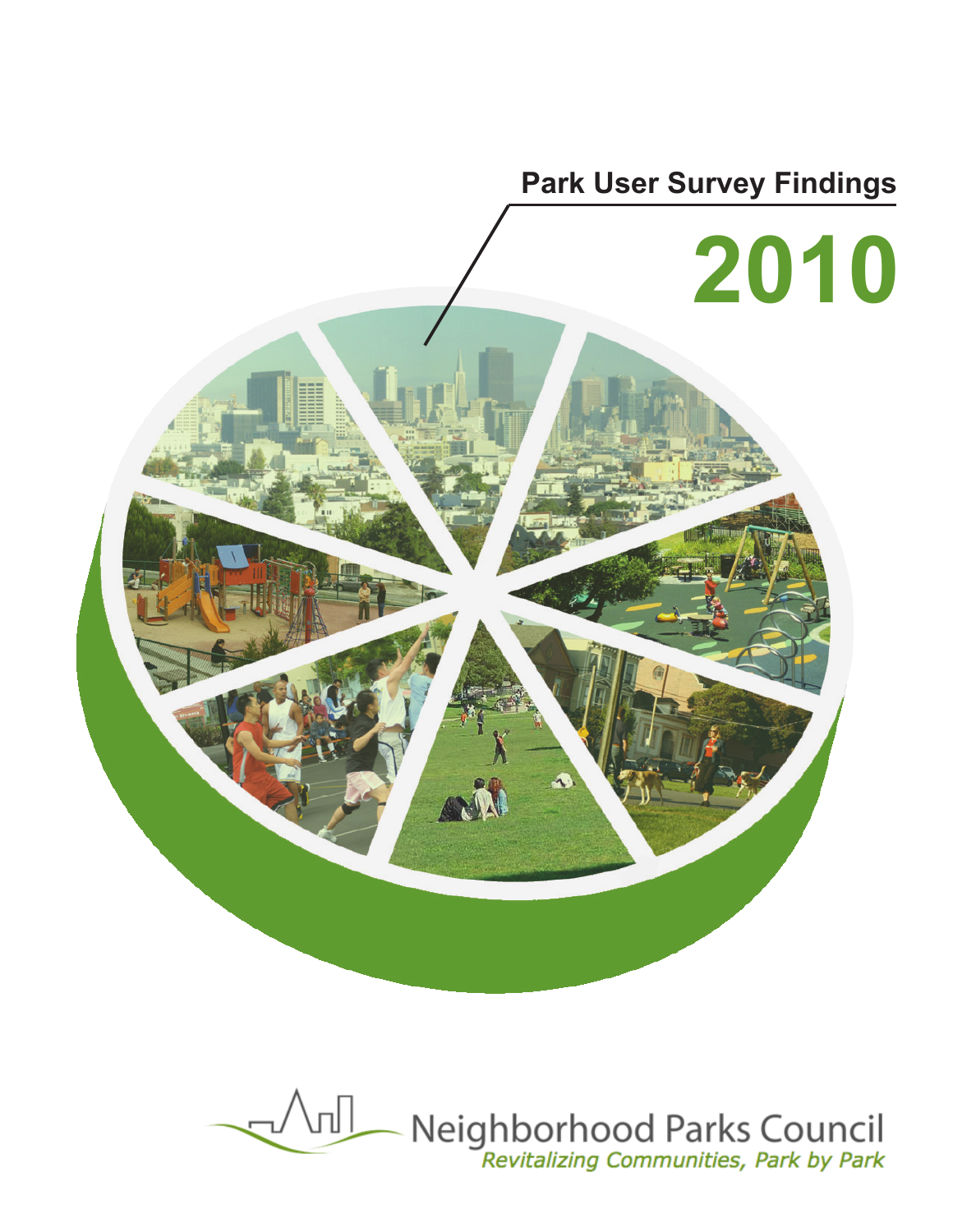# Park User Survey Findings

# 2010

Neighborhood Parks Council

*Revitalizing Communities, Park by Park*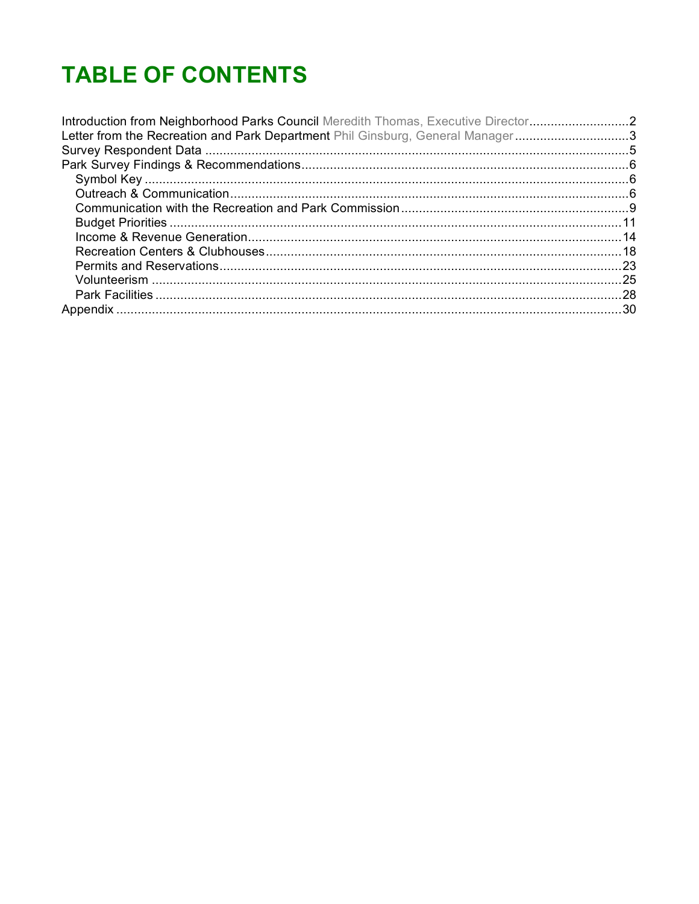# TABLE OF CONTENTS

Introduction from Neighborhood Parks Council Meredith Thomas, Executive Director ............ 2
Letter from the Recreation and Park Department Phil Ginsburg, General Manager ............ 3
Survey Respondent Data ............ 5
Park Survey Findings & Recommendations ............ 6
- Symbol Key ............ 6
- Outreach & Communication ............ 6
- Communication with the Recreation and Park Commission ............ 9
- Budget Priorities ............ 11
- Income & Revenue Generation ............ 14
- Recreation Centers & Clubhouses ............ 18
- Permits and Reservations ............ 23
- Volunteerism ............ 25
- Park Facilities ............ 28

Appendix ............ 30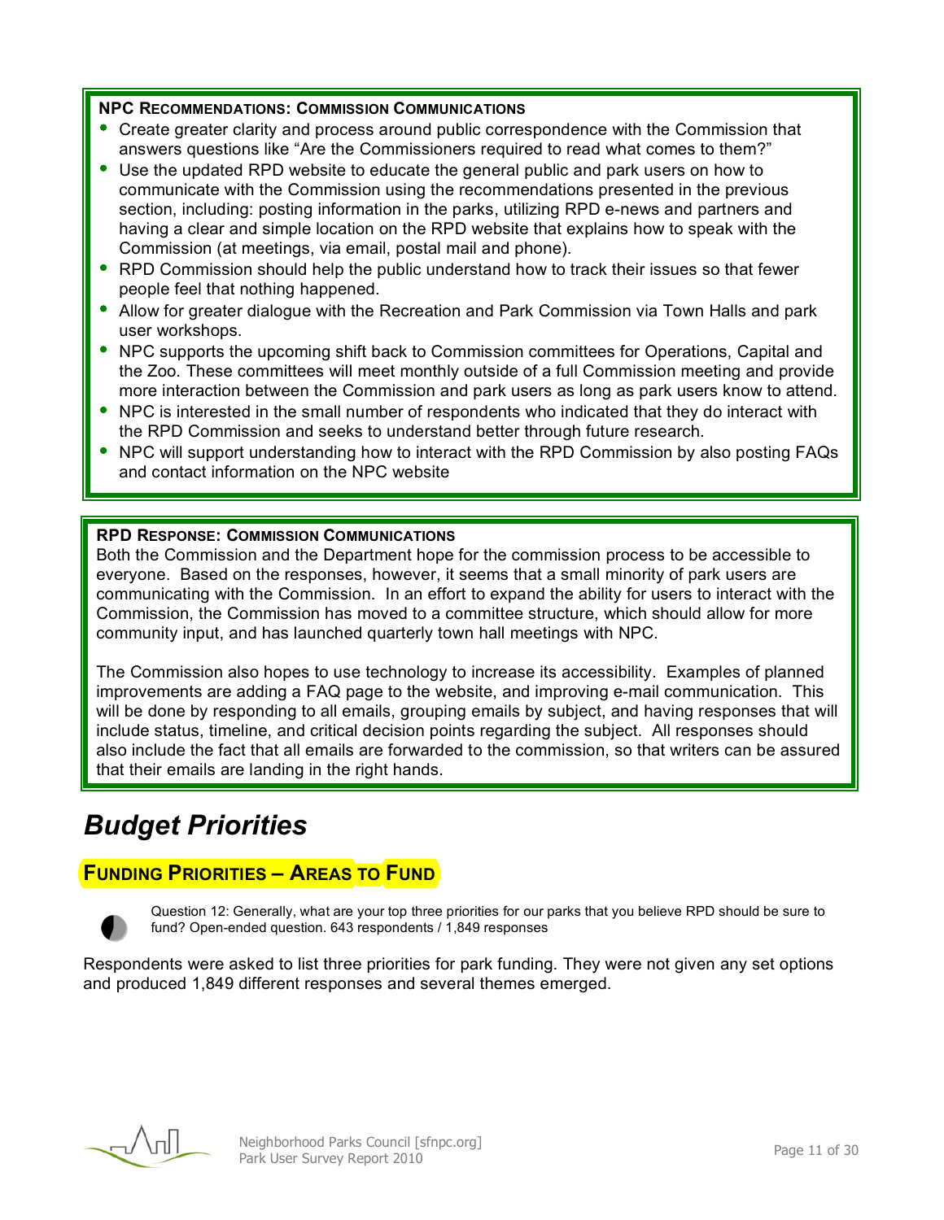**NPC RECOMMENDATIONS: COMMISSION COMMUNICATIONS**

- Create greater clarity and process around public correspondence with the Commission that answers questions like "Are the Commissioners required to read what comes to them?"
- Use the updated RPD website to educate the general public and park users on how to communicate with the Commission using the recommendations presented in the previous section, including: posting information in the parks, utilizing RPD e-news and partners and having a clear and simple location on the RPD website that explains how to speak with the Commission (at meetings, via email, postal mail and phone).
- RPD Commission should help the public understand how to track their issues so that fewer people feel that nothing happened.
- Allow for greater dialogue with the Recreation and Park Commission via Town Halls and park user workshops.
- NPC supports the upcoming shift back to Commission committees for Operations, Capital and the Zoo. These committees will meet monthly outside of a full Commission meeting and provide more interaction between the Commission and park users as long as park users know to attend.
- NPC is interested in the small number of respondents who indicated that they do interact with the RPD Commission and seeks to understand better through future research.
- NPC will support understanding how to interact with the RPD Commission by also posting FAQs and contact information on the NPC website

**RPD RESPONSE: COMMISSION COMMUNICATIONS**

Both the Commission and the Department hope for the commission process to be accessible to everyone. Based on the responses, however, it seems that a small minority of park users are communicating with the Commission. In an effort to expand the ability for users to interact with the Commission, the Commission has moved to a committee structure, which should allow for more community input, and has launched quarterly town hall meetings with NPC.

The Commission also hopes to use technology to increase its accessibility. Examples of planned improvements are adding a FAQ page to the website, and improving e-mail communication. This will be done by responding to all emails, grouping emails by subject, and having responses that will include status, timeline, and critical decision points regarding the subject. All responses should also include the fact that all emails are forwarded to the commission, so that writers can be assured that their emails are landing in the right hands.

# *Budget Priorities*

## FUNDING PRIORITIES – AREAS TO FUND

Question 12: Generally, what are your top three priorities for our parks that you believe RPD should be sure to fund? Open-ended question. 643 respondents / 1,849 responses

Respondents were asked to list three priorities for park funding. They were not given any set options and produced 1,849 different responses and several themes emerged.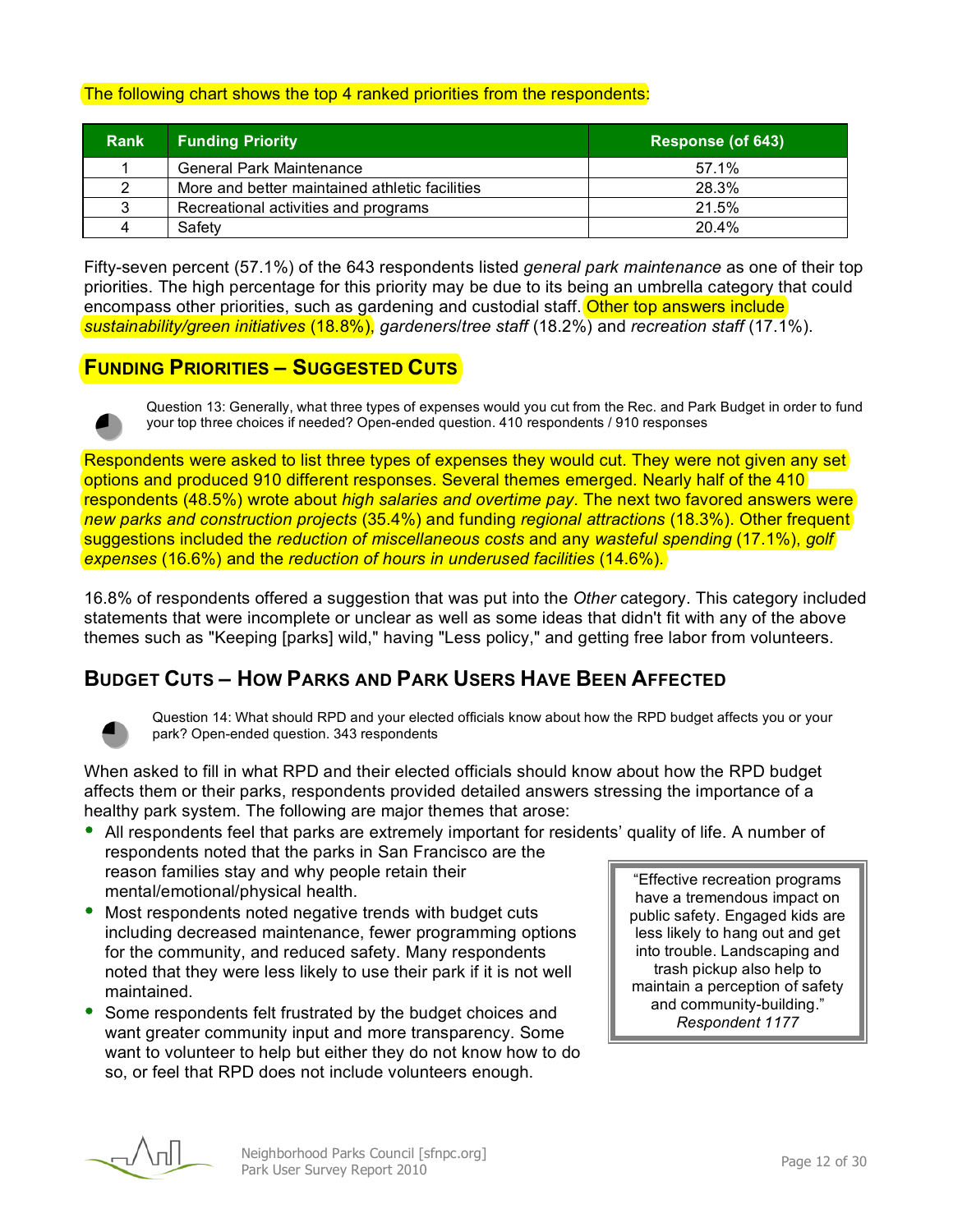The following chart shows the top 4 ranked priorities from the respondents:

| Rank | Funding Priority | Response (of 643) |
|---|---|---|
| 1 | General Park Maintenance | 57.1% |
| 2 | More and better maintained athletic facilities | 28.3% |
| 3 | Recreational activities and programs | 21.5% |
| 4 | Safety | 20.4% |

Fifty-seven percent (57.1%) of the 643 respondents listed *general park maintenance* as one of their top priorities. The high percentage for this priority may be due to its being an umbrella category that could encompass other priorities, such as gardening and custodial staff. Other top answers include *sustainability/green initiatives* (18.8%), *gardeners/tree staff* (18.2%) and *recreation staff* (17.1%).

## Funding Priorities – Suggested Cuts

Question 13: Generally, what three types of expenses would you cut from the Rec. and Park Budget in order to fund your top three choices if needed? Open-ended question. 410 respondents / 910 responses

Respondents were asked to list three types of expenses they would cut. They were not given any set options and produced 910 different responses. Several themes emerged. Nearly half of the 410 respondents (48.5%) wrote about *high salaries and overtime pay*. The next two favored answers were *new parks and construction projects* (35.4%) and funding *regional attractions* (18.3%). Other frequent suggestions included the *reduction of miscellaneous costs* and any *wasteful spending* (17.1%), *golf expenses* (16.6%) and the *reduction of hours in underused facilities* (14.6%).

16.8% of respondents offered a suggestion that was put into the *Other* category. This category included statements that were incomplete or unclear as well as some ideas that didn't fit with any of the above themes such as "Keeping [parks] wild," having "Less policy," and getting free labor from volunteers.

## Budget Cuts – How Parks and Park Users Have Been Affected

Question 14: What should RPD and your elected officials know about how the RPD budget affects you or your park? Open-ended question. 343 respondents

When asked to fill in what RPD and their elected officials should know about how the RPD budget affects them or their parks, respondents provided detailed answers stressing the importance of a healthy park system. The following are major themes that arose:

- All respondents feel that parks are extremely important for residents' quality of life. A number of respondents noted that the parks in San Francisco are the reason families stay and why people retain their mental/emotional/physical health.
- Most respondents noted negative trends with budget cuts including decreased maintenance, fewer programming options for the community, and reduced safety. Many respondents noted that they were less likely to use their park if it is not well maintained.
- Some respondents felt frustrated by the budget choices and want greater community input and more transparency. Some want to volunteer to help but either they do not know how to do so, or feel that RPD does not include volunteers enough.

> "Effective recreation programs have a tremendous impact on public safety. Engaged kids are less likely to hang out and get into trouble. Landscaping and trash pickup also help to maintain a perception of safety and community-building."
> *Respondent 1177*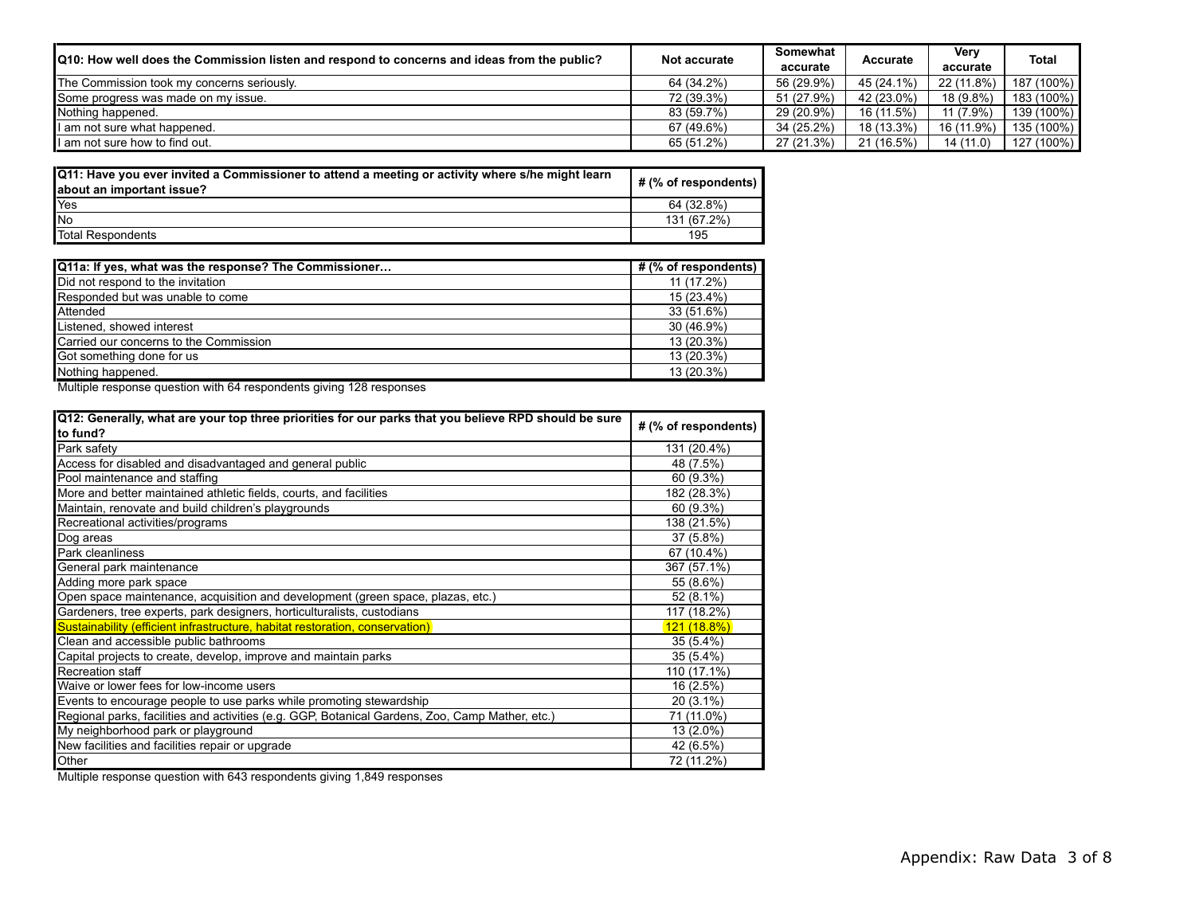| Q10: How well does the Commission listen and respond to concerns and ideas from the public? | Not accurate | Somewhat accurate | Accurate | Very accurate | Total |
|---|---|---|---|---|---|
| The Commission took my concerns seriously. | 64 (34.2%) | 56 (29.9%) | 45 (24.1%) | 22 (11.8%) | 187 (100%) |
| Some progress was made on my issue. | 72 (39.3%) | 51 (27.9%) | 42 (23.0%) | 18 (9.8%) | 183 (100%) |
| Nothing happened. | 83 (59.7%) | 29 (20.9%) | 16 (11.5%) | 11 (7.9%) | 139 (100%) |
| I am not sure what happened. | 67 (49.6%) | 34 (25.2%) | 18 (13.3%) | 16 (11.9%) | 135 (100%) |
| I am not sure how to find out. | 65 (51.2%) | 27 (21.3%) | 21 (16.5%) | 14 (11.0) | 127 (100%) |

| Q11: Have you ever invited a Commissioner to attend a meeting or activity where s/he might learn about an important issue? | # (% of respondents) |
|---|---|
| Yes | 64 (32.8%) |
| No | 131 (67.2%) |
| Total Respondents | 195 |

| Q11a: If yes, what was the response? The Commissioner… | # (% of respondents) |
|---|---|
| Did not respond to the invitation | 11 (17.2%) |
| Responded but was unable to come | 15 (23.4%) |
| Attended | 33 (51.6%) |
| Listened, showed interest | 30 (46.9%) |
| Carried our concerns to the Commission | 13 (20.3%) |
| Got something done for us | 13 (20.3%) |
| Nothing happened. | 13 (20.3%) |

Multiple response question with 64 respondents giving 128 responses

| Q12: Generally, what are your top three priorities for our parks that you believe RPD should be sure to fund? | # (% of respondents) |
|---|---|
| Park safety | 131 (20.4%) |
| Access for disabled and disadvantaged and general public | 48 (7.5%) |
| Pool maintenance and staffing | 60 (9.3%) |
| More and better maintained athletic fields, courts, and facilities | 182 (28.3%) |
| Maintain, renovate and build children's playgrounds | 60 (9.3%) |
| Recreational activities/programs | 138 (21.5%) |
| Dog areas | 37 (5.8%) |
| Park cleanliness | 67 (10.4%) |
| General park maintenance | 367 (57.1%) |
| Adding more park space | 55 (8.6%) |
| Open space maintenance, acquisition and development (green space, plazas, etc.) | 52 (8.1%) |
| Gardeners, tree experts, park designers, horticulturalists, custodians | 117 (18.2%) |
| Sustainability (efficient infrastructure, habitat restoration, conservation) | 121 (18.8%) |
| Clean and accessible public bathrooms | 35 (5.4%) |
| Capital projects to create, develop, improve and maintain parks | 35 (5.4%) |
| Recreation staff | 110 (17.1%) |
| Waive or lower fees for low-income users | 16 (2.5%) |
| Events to encourage people to use parks while promoting stewardship | 20 (3.1%) |
| Regional parks, facilities and activities (e.g. GGP, Botanical Gardens, Zoo, Camp Mather, etc.) | 71 (11.0%) |
| My neighborhood park or playground | 13 (2.0%) |
| New facilities and facilities repair or upgrade | 42 (6.5%) |
| Other | 72 (11.2%) |

Multiple response question with 643 respondents giving 1,849 responses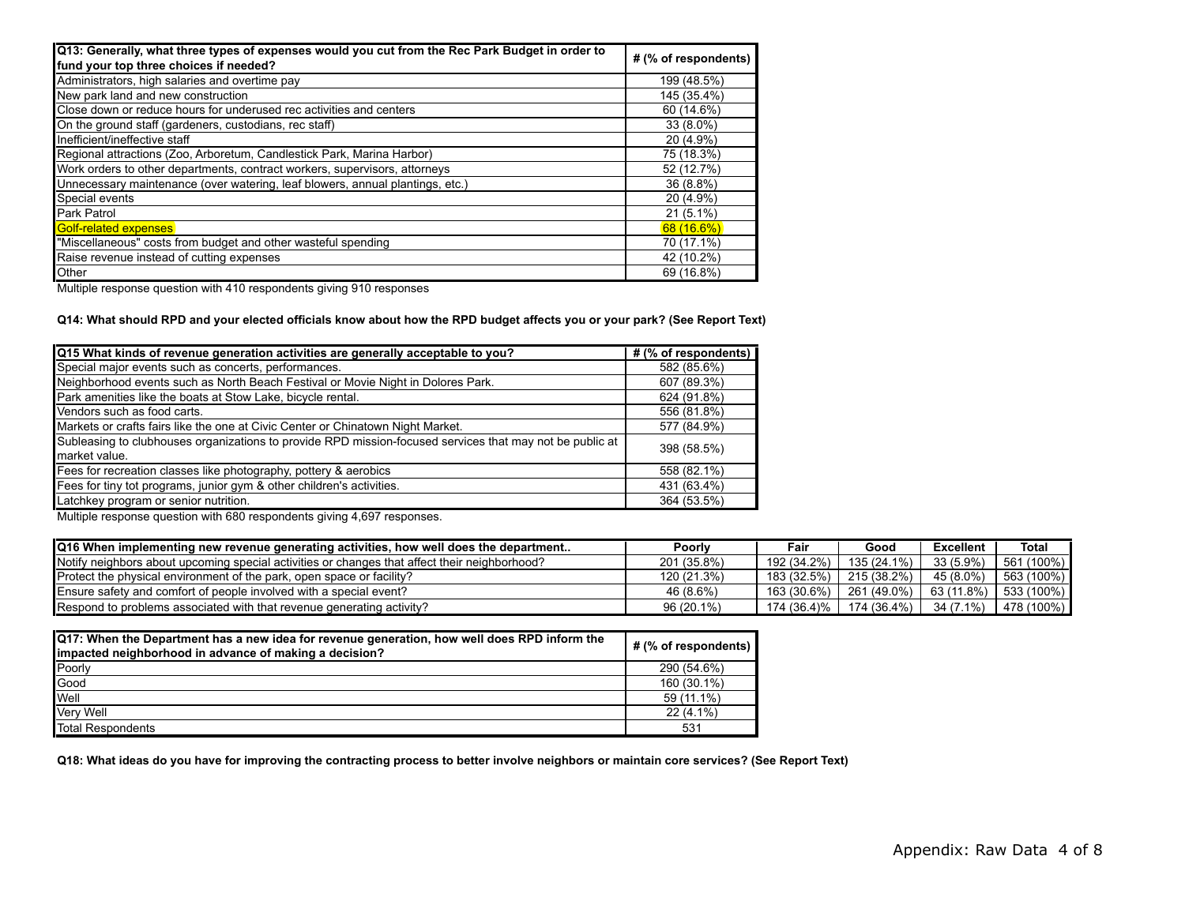| Q13: Generally, what three types of expenses would you cut from the Rec Park Budget in order to fund your top three choices if needed? | # (% of respondents) |
|---|---|
| Administrators, high salaries and overtime pay | 199 (48.5%) |
| New park land and new construction | 145 (35.4%) |
| Close down or reduce hours for underused rec activities and centers | 60 (14.6%) |
| On the ground staff (gardeners, custodians, rec staff) | 33 (8.0%) |
| Inefficient/ineffective staff | 20 (4.9%) |
| Regional attractions (Zoo, Arboretum, Candlestick Park, Marina Harbor) | 75 (18.3%) |
| Work orders to other departments, contract workers, supervisors, attorneys | 52 (12.7%) |
| Unnecessary maintenance (over watering, leaf blowers, annual plantings, etc.) | 36 (8.8%) |
| Special events | 20 (4.9%) |
| Park Patrol | 21 (5.1%) |
| Golf-related expenses | 68 (16.6%) |
| "Miscellaneous" costs from budget and other wasteful spending | 70 (17.1%) |
| Raise revenue instead of cutting expenses | 42 (10.2%) |
| Other | 69 (16.8%) |

Multiple response question with 410 respondents giving 910 responses

**Q14: What should RPD and your elected officials know about how the RPD budget affects you or your park? (See Report Text)**

| Q15 What kinds of revenue generation activities are generally acceptable to you? | # (% of respondents) |
|---|---|
| Special major events such as concerts, performances. | 582 (85.6%) |
| Neighborhood events such as North Beach Festival or Movie Night in Dolores Park. | 607 (89.3%) |
| Park amenities like the boats at Stow Lake, bicycle rental. | 624 (91.8%) |
| Vendors such as food carts. | 556 (81.8%) |
| Markets or crafts fairs like the one at Civic Center or Chinatown Night Market. | 577 (84.9%) |
| Subleasing to clubhouses organizations to provide RPD mission-focused services that may not be public at market value. | 398 (58.5%) |
| Fees for recreation classes like photography, pottery & aerobics | 558 (82.1%) |
| Fees for tiny tot programs, junior gym & other children's activities. | 431 (63.4%) |
| Latchkey program or senior nutrition. | 364 (53.5%) |

Multiple response question with 680 respondents giving 4,697 responses.

| Q16 When implementing new revenue generating activities, how well does the department.. | Poorly | Fair | Good | Excellent | Total |
|---|---|---|---|---|---|
| Notify neighbors about upcoming special activities or changes that affect their neighborhood? | 201 (35.8%) | 192 (34.2%) | 135 (24.1%) | 33 (5.9%) | 561 (100%) |
| Protect the physical environment of the park, open space or facility? | 120 (21.3%) | 183 (32.5%) | 215 (38.2%) | 45 (8.0%) | 563 (100%) |
| Ensure safety and comfort of people involved with a special event? | 46 (8.6%) | 163 (30.6%) | 261 (49.0%) | 63 (11.8%) | 533 (100%) |
| Respond to problems associated with that revenue generating activity? | 96 (20.1%) | 174 (36.4)% | 174 (36.4%) | 34 (7.1%) | 478 (100%) |

| Q17: When the Department has a new idea for revenue generation, how well does RPD inform the impacted neighborhood in advance of making a decision? | # (% of respondents) |
|---|---|
| Poorly | 290 (54.6%) |
| Good | 160 (30.1%) |
| Well | 59 (11.1%) |
| Very Well | 22 (4.1%) |
| Total Respondents | 531 |

**Q18: What ideas do you have for improving the contracting process to better involve neighbors or maintain core services? (See Report Text)**